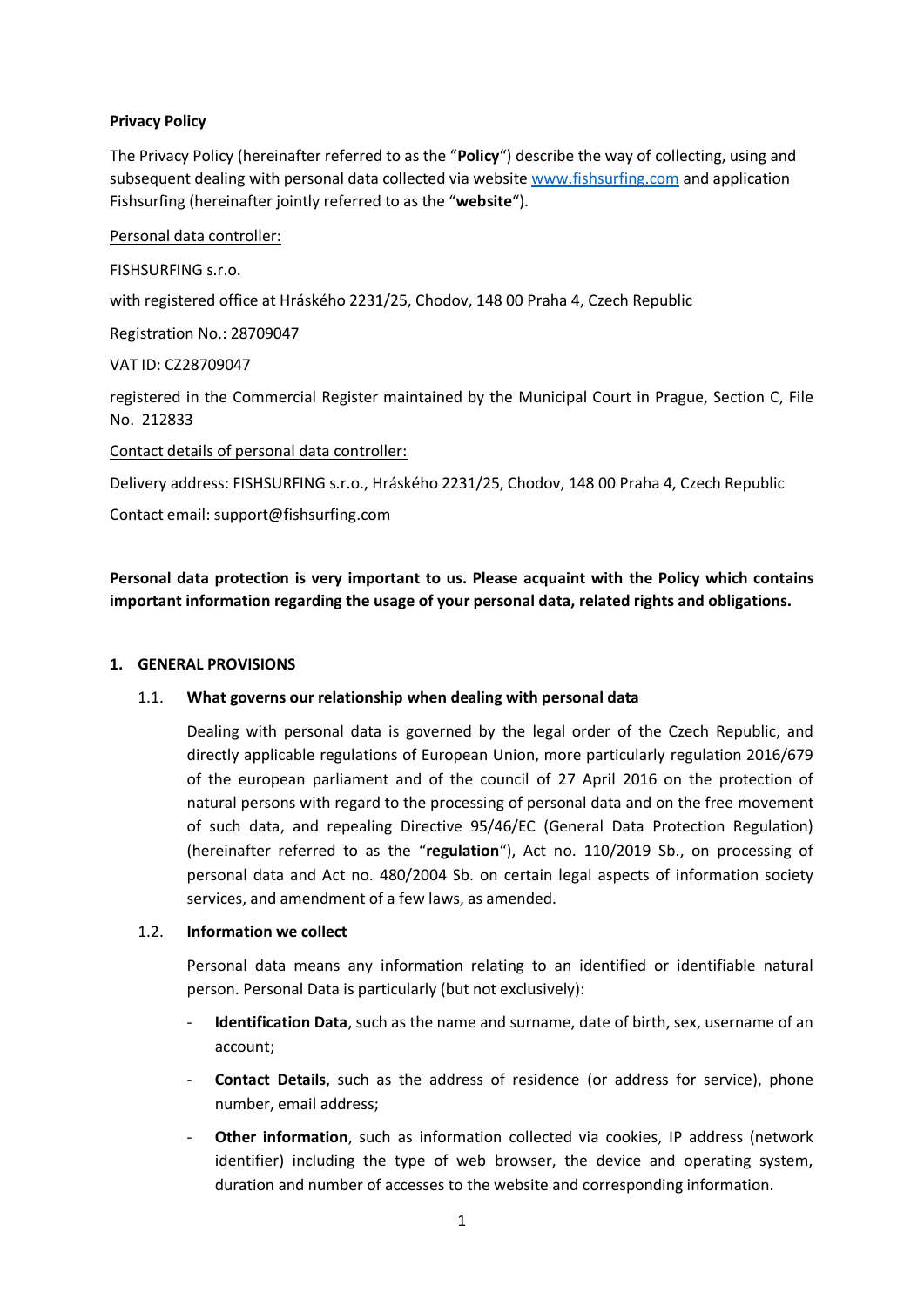**Privacy Policy**

The Privacy Policy (hereinafter referred to as the "**Policy**") describe the way of collecting, using and subsequent dealing with personal data collected via website [www.fishsurfing.com](http://www.fishsurfing.com) and application Fishsurfing (hereinafter jointly referred to as the "**website**").

Personal data controller:

FISHSURFING s.r.o.

with registered office at Hráského 2231/25, Chodov, 148 00 Praha 4, Czech Republic

Registration No.: 28709047

VAT ID: CZ28709047

registered in the Commercial Register maintained by the Municipal Court in Prague, Section C, File No. 212833

Contact details of personal data controller:

Delivery address: FISHSURFING s.r.o., Hráského 2231/25, Chodov, 148 00 Praha 4, Czech Republic

Contact email: support@fishsurfing.com

**Personal data protection is very important to us. Please acquaint with the Policy which contains important information regarding the usage of your personal data, related rights and obligations.**

## 1. GENERAL PROVISIONS

### 1.1. What governs our relationship when dealing with personal data

Dealing with personal data is governed by the legal order of the Czech Republic, and directly applicable regulations of European Union, more particularly regulation 2016/679 of the european parliament and of the council of 27 April 2016 on the protection of natural persons with regard to the processing of personal data and on the free movement of such data, and repealing Directive 95/46/EC (General Data Protection Regulation) (hereinafter referred to as the "**regulation**"), Act no. 110/2019 Sb., on processing of personal data and Act no. 480/2004 Sb. on certain legal aspects of information society services, and amendment of a few laws, as amended.

### 1.2. Information we collect

Personal data means any information relating to an identified or identifiable natural person. Personal Data is particularly (but not exclusively):

- **Identification Data**, such as the name and surname, date of birth, sex, username of an account;
- **Contact Details**, such as the address of residence (or address for service), phone number, email address;
- **Other information**, such as information collected via cookies, IP address (network identifier) including the type of web browser, the device and operating system, duration and number of accesses to the website and corresponding information.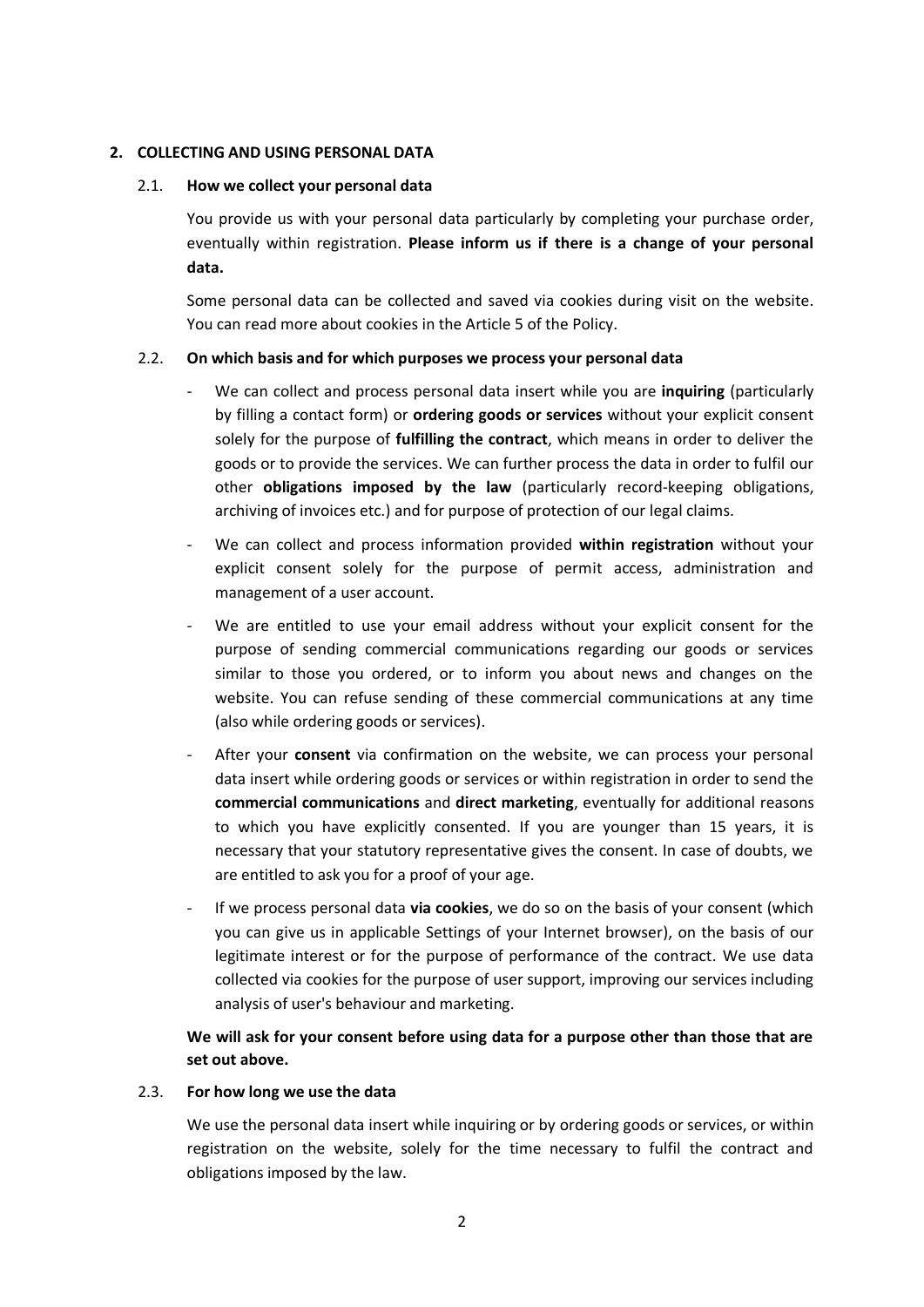## 2. COLLECTING AND USING PERSONAL DATA

### 2.1. How we collect your personal data

You provide us with your personal data particularly by completing your purchase order, eventually within registration. **Please inform us if there is a change of your personal data.**

Some personal data can be collected and saved via cookies during visit on the website. You can read more about cookies in the Article 5 of the Policy.

### 2.2. On which basis and for which purposes we process your personal data

- We can collect and process personal data insert while you are **inquiring** (particularly by filling a contact form) or **ordering goods or services** without your explicit consent solely for the purpose of **fulfilling the contract**, which means in order to deliver the goods or to provide the services. We can further process the data in order to fulfil our other **obligations imposed by the law** (particularly record-keeping obligations, archiving of invoices etc.) and for purpose of protection of our legal claims.
- We can collect and process information provided **within registration** without your explicit consent solely for the purpose of permit access, administration and management of a user account.
- We are entitled to use your email address without your explicit consent for the purpose of sending commercial communications regarding our goods or services similar to those you ordered, or to inform you about news and changes on the website. You can refuse sending of these commercial communications at any time (also while ordering goods or services).
- After your **consent** via confirmation on the website, we can process your personal data insert while ordering goods or services or within registration in order to send the **commercial communications** and **direct marketing**, eventually for additional reasons to which you have explicitly consented. If you are younger than 15 years, it is necessary that your statutory representative gives the consent. In case of doubts, we are entitled to ask you for a proof of your age.
- If we process personal data **via cookies**, we do so on the basis of your consent (which you can give us in applicable Settings of your Internet browser), on the basis of our legitimate interest or for the purpose of performance of the contract. We use data collected via cookies for the purpose of user support, improving our services including analysis of user's behaviour and marketing.

**We will ask for your consent before using data for a purpose other than those that are set out above.**

### 2.3. For how long we use the data

We use the personal data insert while inquiring or by ordering goods or services, or within registration on the website, solely for the time necessary to fulfil the contract and obligations imposed by the law.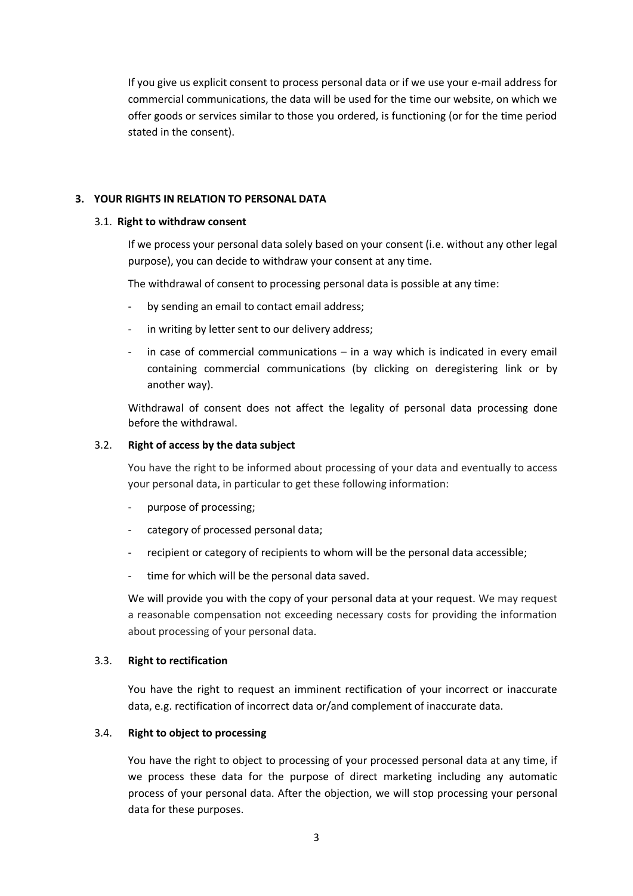If you give us explicit consent to process personal data or if we use your e-mail address for commercial communications, the data will be used for the time our website, on which we offer goods or services similar to those you ordered, is functioning (or for the time period stated in the consent).

## 3. YOUR RIGHTS IN RELATION TO PERSONAL DATA

### 3.1. Right to withdraw consent

If we process your personal data solely based on your consent (i.e. without any other legal purpose), you can decide to withdraw your consent at any time.

The withdrawal of consent to processing personal data is possible at any time:

- by sending an email to contact email address;
- in writing by letter sent to our delivery address;
- in case of commercial communications – in a way which is indicated in every email containing commercial communications (by clicking on deregistering link or by another way).

Withdrawal of consent does not affect the legality of personal data processing done before the withdrawal.

### 3.2. Right of access by the data subject

You have the right to be informed about processing of your data and eventually to access your personal data, in particular to get these following information:

- purpose of processing;
- category of processed personal data;
- recipient or category of recipients to whom will be the personal data accessible;
- time for which will be the personal data saved.

We will provide you with the copy of your personal data at your request. We may request a reasonable compensation not exceeding necessary costs for providing the information about processing of your personal data.

### 3.3. Right to rectification

You have the right to request an imminent rectification of your incorrect or inaccurate data, e.g. rectification of incorrect data or/and complement of inaccurate data.

### 3.4. Right to object to processing

You have the right to object to processing of your processed personal data at any time, if we process these data for the purpose of direct marketing including any automatic process of your personal data. After the objection, we will stop processing your personal data for these purposes.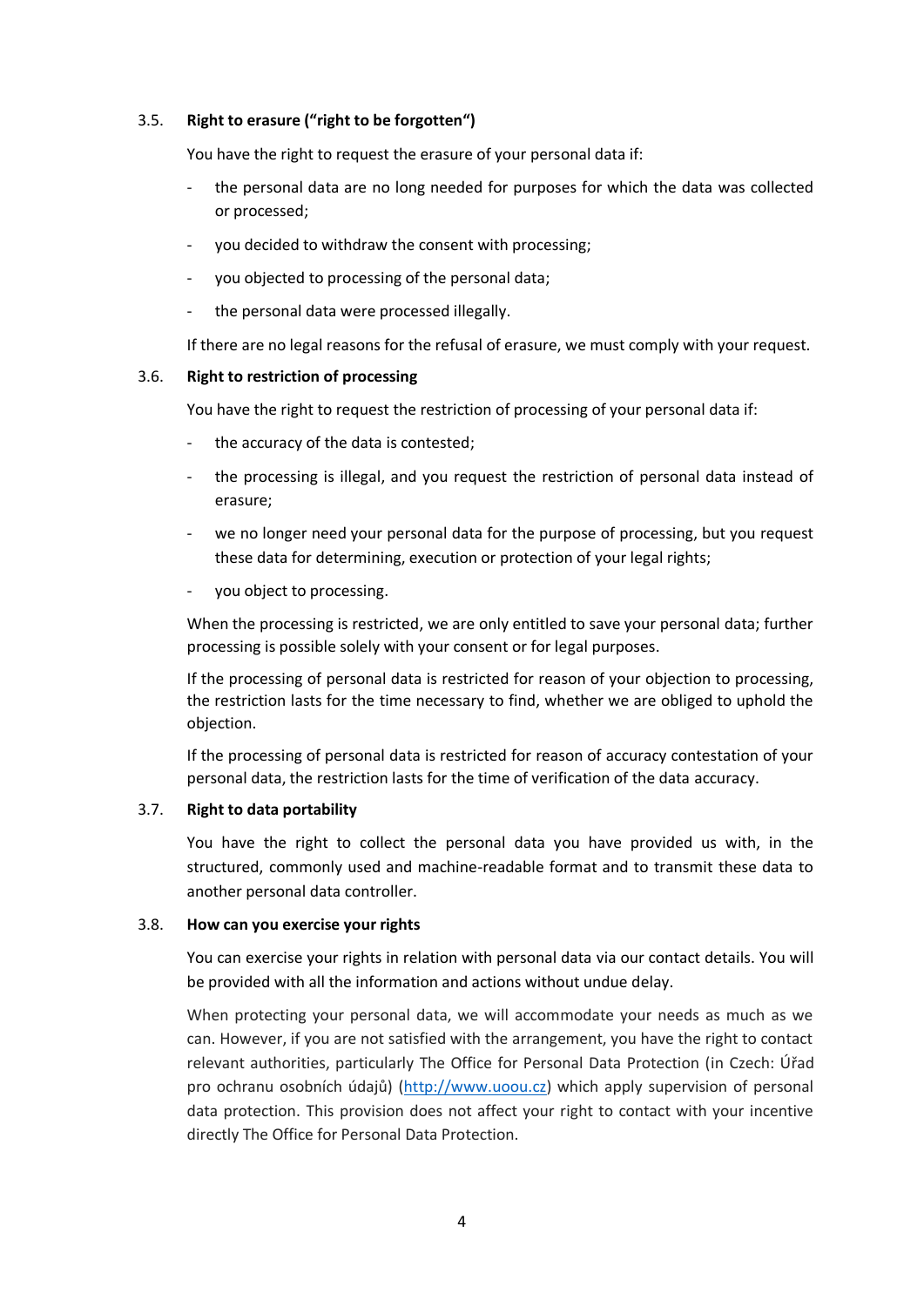### 3.5. Right to erasure ("right to be forgotten")

You have the right to request the erasure of your personal data if:

- the personal data are no long needed for purposes for which the data was collected or processed;
- you decided to withdraw the consent with processing;
- you objected to processing of the personal data;
- the personal data were processed illegally.

If there are no legal reasons for the refusal of erasure, we must comply with your request.

### 3.6. Right to restriction of processing

You have the right to request the restriction of processing of your personal data if:

- the accuracy of the data is contested;
- the processing is illegal, and you request the restriction of personal data instead of erasure;
- we no longer need your personal data for the purpose of processing, but you request these data for determining, execution or protection of your legal rights;
- you object to processing.

When the processing is restricted, we are only entitled to save your personal data; further processing is possible solely with your consent or for legal purposes.

If the processing of personal data is restricted for reason of your objection to processing, the restriction lasts for the time necessary to find, whether we are obliged to uphold the objection.

If the processing of personal data is restricted for reason of accuracy contestation of your personal data, the restriction lasts for the time of verification of the data accuracy.

### 3.7. Right to data portability

You have the right to collect the personal data you have provided us with, in the structured, commonly used and machine-readable format and to transmit these data to another personal data controller.

### 3.8. How can you exercise your rights

You can exercise your rights in relation with personal data via our contact details. You will be provided with all the information and actions without undue delay.

When protecting your personal data, we will accommodate your needs as much as we can. However, if you are not satisfied with the arrangement, you have the right to contact relevant authorities, particularly The Office for Personal Data Protection (in Czech: Úřad pro ochranu osobních údajů) ([http://www.uoou.cz](http://www.uoou.cz)) which apply supervision of personal data protection. This provision does not affect your right to contact with your incentive directly The Office for Personal Data Protection.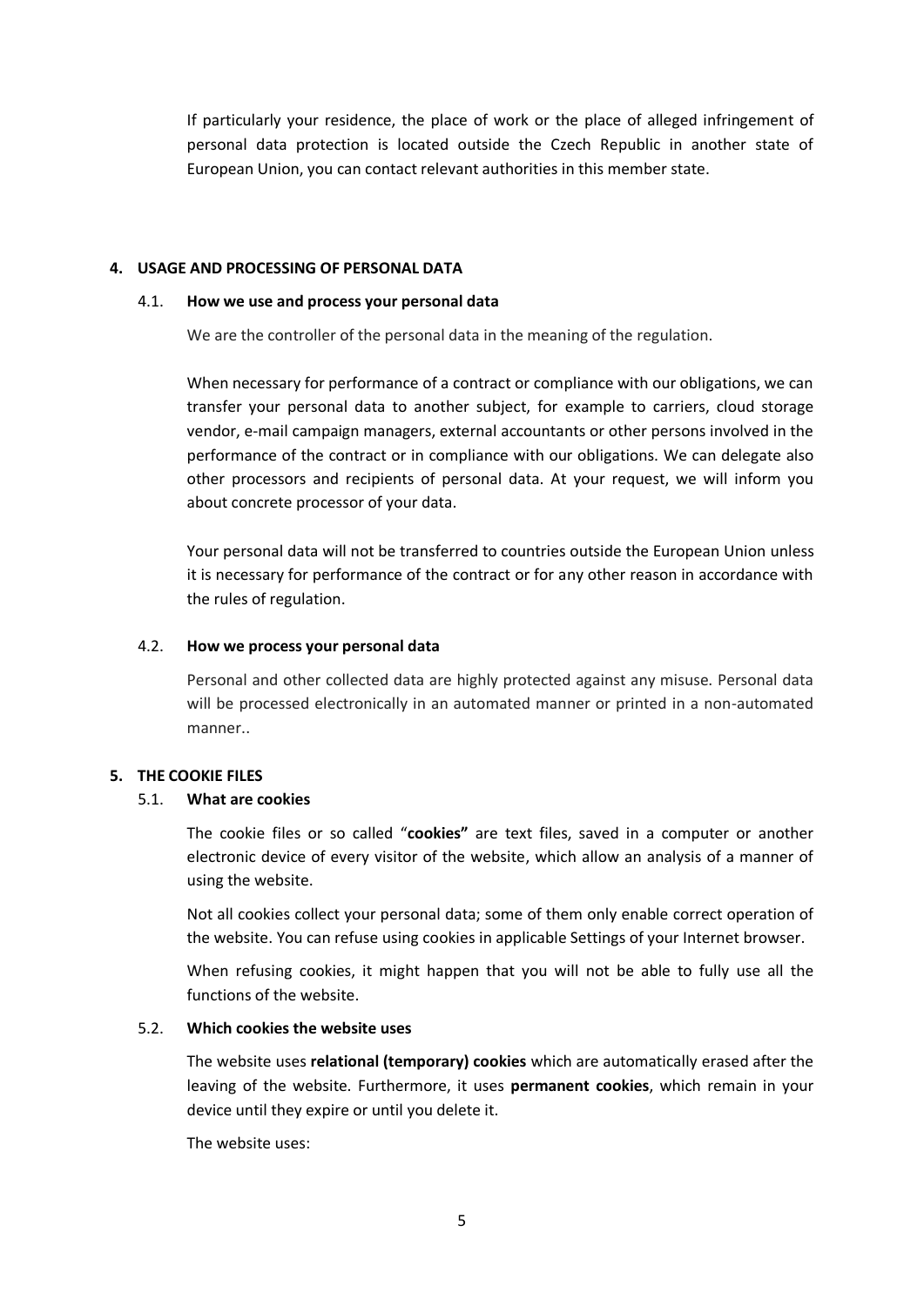If particularly your residence, the place of work or the place of alleged infringement of personal data protection is located outside the Czech Republic in another state of European Union, you can contact relevant authorities in this member state.

## 4. USAGE AND PROCESSING OF PERSONAL DATA

### 4.1. How we use and process your personal data

We are the controller of the personal data in the meaning of the regulation.

When necessary for performance of a contract or compliance with our obligations, we can transfer your personal data to another subject, for example to carriers, cloud storage vendor, e-mail campaign managers, external accountants or other persons involved in the performance of the contract or in compliance with our obligations. We can delegate also other processors and recipients of personal data. At your request, we will inform you about concrete processor of your data.

Your personal data will not be transferred to countries outside the European Union unless it is necessary for performance of the contract or for any other reason in accordance with the rules of regulation.

### 4.2. How we process your personal data

Personal and other collected data are highly protected against any misuse. Personal data will be processed electronically in an automated manner or printed in a non-automated manner..

## 5. THE COOKIE FILES

### 5.1. What are cookies

The cookie files or so called "**cookies"** are text files, saved in a computer or another electronic device of every visitor of the website, which allow an analysis of a manner of using the website.

Not all cookies collect your personal data; some of them only enable correct operation of the website. You can refuse using cookies in applicable Settings of your Internet browser.

When refusing cookies, it might happen that you will not be able to fully use all the functions of the website.

### 5.2. Which cookies the website uses

The website uses **relational (temporary) cookies** which are automatically erased after the leaving of the website. Furthermore, it uses **permanent cookies**, which remain in your device until they expire or until you delete it.

The website uses: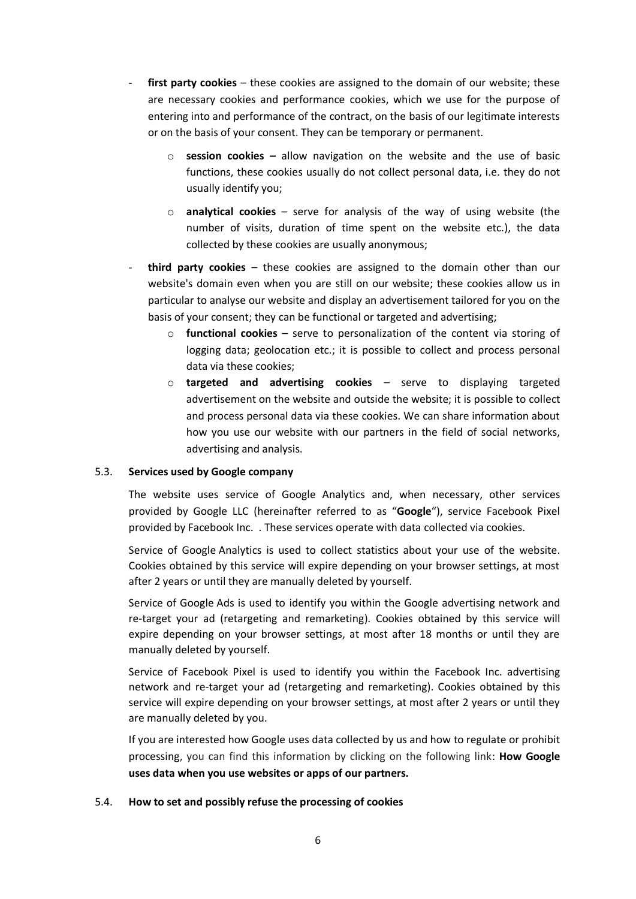- **first party cookies** – these cookies are assigned to the domain of our website; these are necessary cookies and performance cookies, which we use for the purpose of entering into and performance of the contract, on the basis of our legitimate interests or on the basis of your consent. They can be temporary or permanent.
    - **session cookies –** allow navigation on the website and the use of basic functions, these cookies usually do not collect personal data, i.e. they do not usually identify you;
    - **analytical cookies** – serve for analysis of the way of using website (the number of visits, duration of time spent on the website etc.), the data collected by these cookies are usually anonymous;
- **third party cookies** – these cookies are assigned to the domain other than our website's domain even when you are still on our website; these cookies allow us in particular to analyse our website and display an advertisement tailored for you on the basis of your consent; they can be functional or targeted and advertising;
    - **functional cookies** – serve to personalization of the content via storing of logging data; geolocation etc.; it is possible to collect and process personal data via these cookies;
    - **targeted and advertising cookies** – serve to displaying targeted advertisement on the website and outside the website; it is possible to collect and process personal data via these cookies. We can share information about how you use our website with our partners in the field of social networks, advertising and analysis.

5.3. **Services used by Google company**

The website uses service of Google Analytics and, when necessary, other services provided by Google LLC (hereinafter referred to as "**Google**"), service Facebook Pixel provided by Facebook Inc. . These services operate with data collected via cookies.

Service of Google Analytics is used to collect statistics about your use of the website. Cookies obtained by this service will expire depending on your browser settings, at most after 2 years or until they are manually deleted by yourself.

Service of Google Ads is used to identify you within the Google advertising network and re-target your ad (retargeting and remarketing). Cookies obtained by this service will expire depending on your browser settings, at most after 18 months or until they are manually deleted by yourself.

Service of Facebook Pixel is used to identify you within the Facebook Inc. advertising network and re-target your ad (retargeting and remarketing). Cookies obtained by this service will expire depending on your browser settings, at most after 2 years or until they are manually deleted by you.

If you are interested how Google uses data collected by us and how to regulate or prohibit processing, you can find this information by clicking on the following link: **How Google uses data when you use websites or apps of our partners.**

5.4. **How to set and possibly refuse the processing of cookies**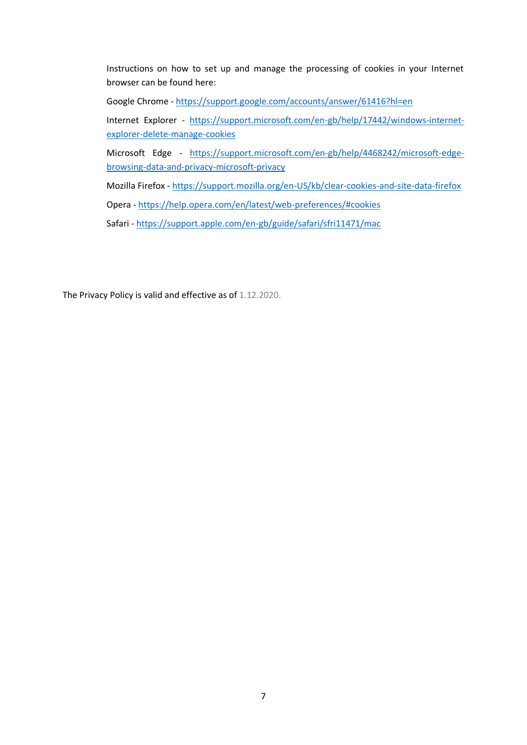Instructions on how to set up and manage the processing of cookies in your Internet browser can be found here:

Google Chrome - https://support.google.com/accounts/answer/61416?hl=en

Internet Explorer - https://support.microsoft.com/en-gb/help/17442/windows-internet-explorer-delete-manage-cookies

Microsoft Edge - https://support.microsoft.com/en-gb/help/4468242/microsoft-edge-browsing-data-and-privacy-microsoft-privacy

Mozilla Firefox - https://support.mozilla.org/en-US/kb/clear-cookies-and-site-data-firefox

Opera - https://help.opera.com/en/latest/web-preferences/#cookies

Safari - https://support.apple.com/en-gb/guide/safari/sfri11471/mac

The Privacy Policy is valid and effective as of 1.12.2020.